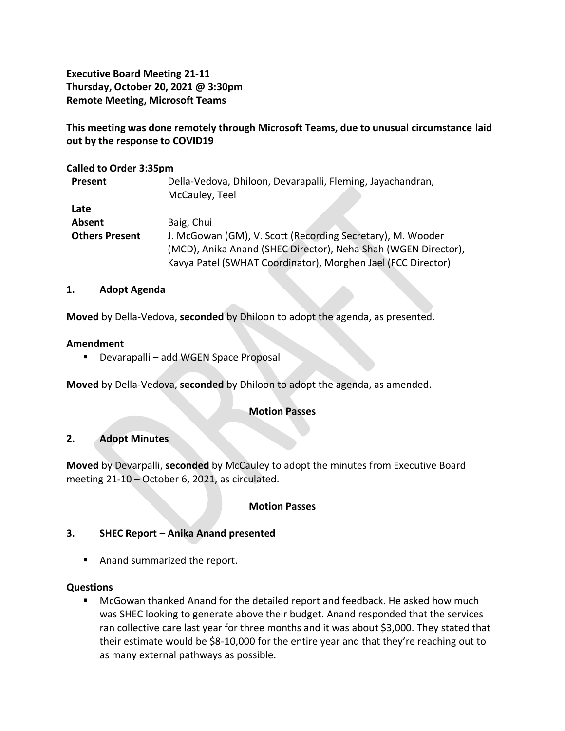**Executive Board Meeting 21-11**
**Thursday, October 20, 2021 @ 3:30pm**
**Remote Meeting, Microsoft Teams**

**This meeting was done remotely through Microsoft Teams, due to unusual circumstance laid out by the response to COVID19**

**Called to Order 3:35pm**

| | |
|---|---|
| **Present** | Della-Vedova, Dhiloon, Devarapalli, Fleming, Jayachandran, McCauley, Teel |
| **Late** | |
| **Absent** | Baig, Chui |
| **Others Present** | J. McGowan (GM), V. Scott (Recording Secretary), M. Wooder (MCD), Anika Anand (SHEC Director), Neha Shah (WGEN Director), Kavya Patel (SWHAT Coordinator), Morghen Jael (FCC Director) |

## 1. Adopt Agenda

**Moved** by Della-Vedova, **seconded** by Dhiloon to adopt the agenda, as presented.

**Amendment**

- Devarapalli – add WGEN Space Proposal

**Moved** by Della-Vedova, **seconded** by Dhiloon to adopt the agenda, as amended.

**Motion Passes**

## 2. Adopt Minutes

**Moved** by Devarpalli, **seconded** by McCauley to adopt the minutes from Executive Board meeting 21-10 – October 6, 2021, as circulated.

**Motion Passes**

## 3. SHEC Report – Anika Anand presented

- Anand summarized the report.

**Questions**

- McGowan thanked Anand for the detailed report and feedback. He asked how much was SHEC looking to generate above their budget. Anand responded that the services ran collective care last year for three months and it was about $3,000. They stated that their estimate would be $8-10,000 for the entire year and that they're reaching out to as many external pathways as possible.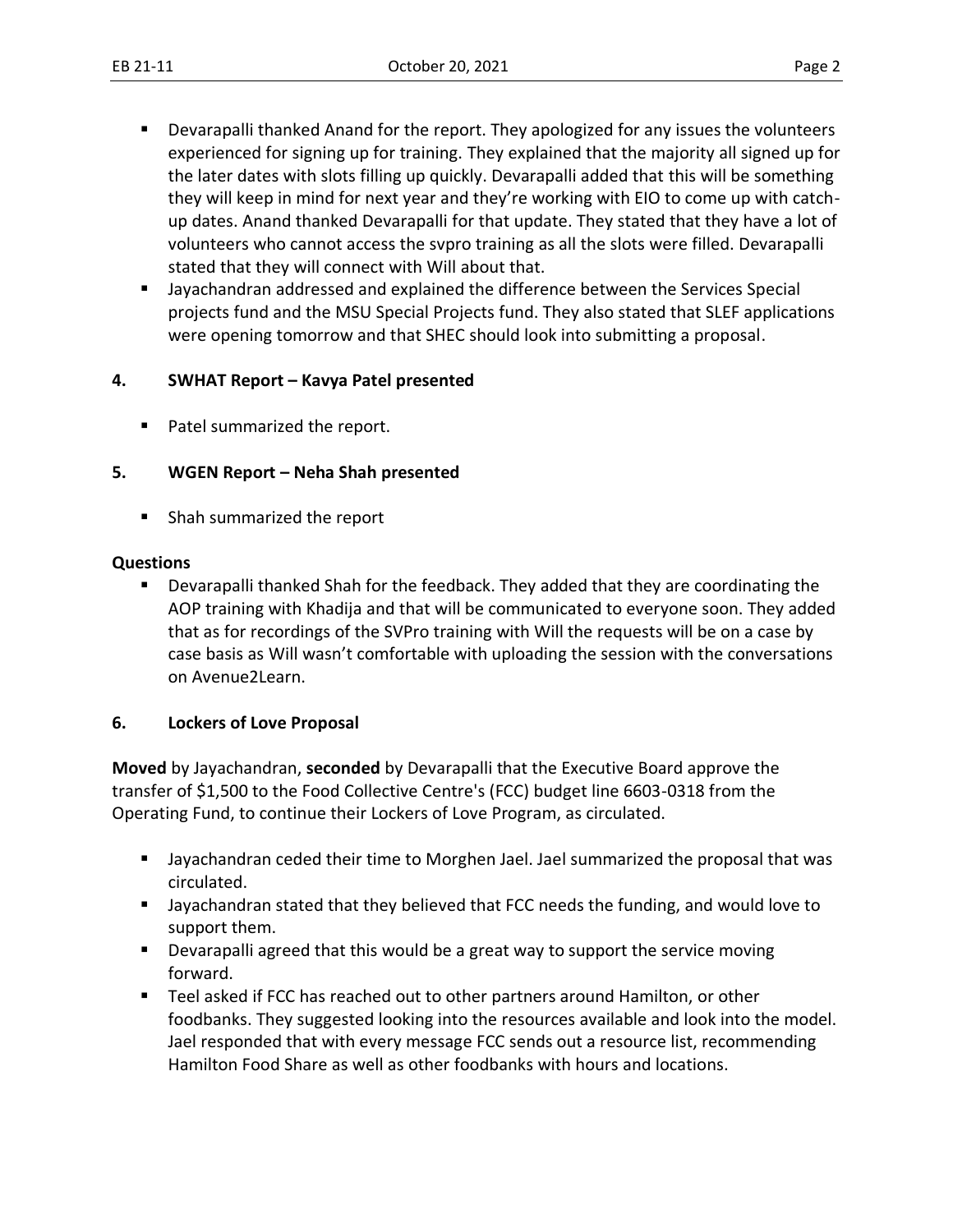- Devapalli thanked Anand for the report. They apologized for any issues the volunteers experienced for signing up for training. They explained that the majority all signed up for the later dates with slots filling up quickly. Devarapalli added that this will be something they will keep in mind for next year and they're working with EIO to come up with catch-up dates. Anand thanked Devarapalli for that update. They stated that they have a lot of volunteers who cannot access the svpro training as all the slots were filled. Devarapalli stated that they will connect with Will about that.
- Jayachandran addressed and explained the difference between the Services Special projects fund and the MSU Special Projects fund. They also stated that SLEF applications were opening tomorrow and that SHEC should look into submitting a proposal.

**4. SWHAT Report – Kavya Patel presented**

- Patel summarized the report.

**5. WGEN Report – Neha Shah presented**

- Shah summarized the report

**Questions**

- Devarapalli thanked Shah for the feedback. They added that they are coordinating the AOP training with Khadija and that will be communicated to everyone soon. They added that as for recordings of the SVPro training with Will the requests will be on a case by case basis as Will wasn't comfortable with uploading the session with the conversations on Avenue2Learn.

**6. Lockers of Love Proposal**

**Moved** by Jayachandran, **seconded** by Devarapalli that the Executive Board approve the transfer of $1,500 to the Food Collective Centre's (FCC) budget line 6603-0318 from the Operating Fund, to continue their Lockers of Love Program, as circulated.

- Jayachandran ceded their time to Morghen Jael. Jael summarized the proposal that was circulated.
- Jayachandran stated that they believed that FCC needs the funding, and would love to support them.
- Devarapalli agreed that this would be a great way to support the service moving forward.
- Teel asked if FCC has reached out to other partners around Hamilton, or other foodbanks. They suggested looking into the resources available and look into the model. Jael responded that with every message FCC sends out a resource list, recommending Hamilton Food Share as well as other foodbanks with hours and locations.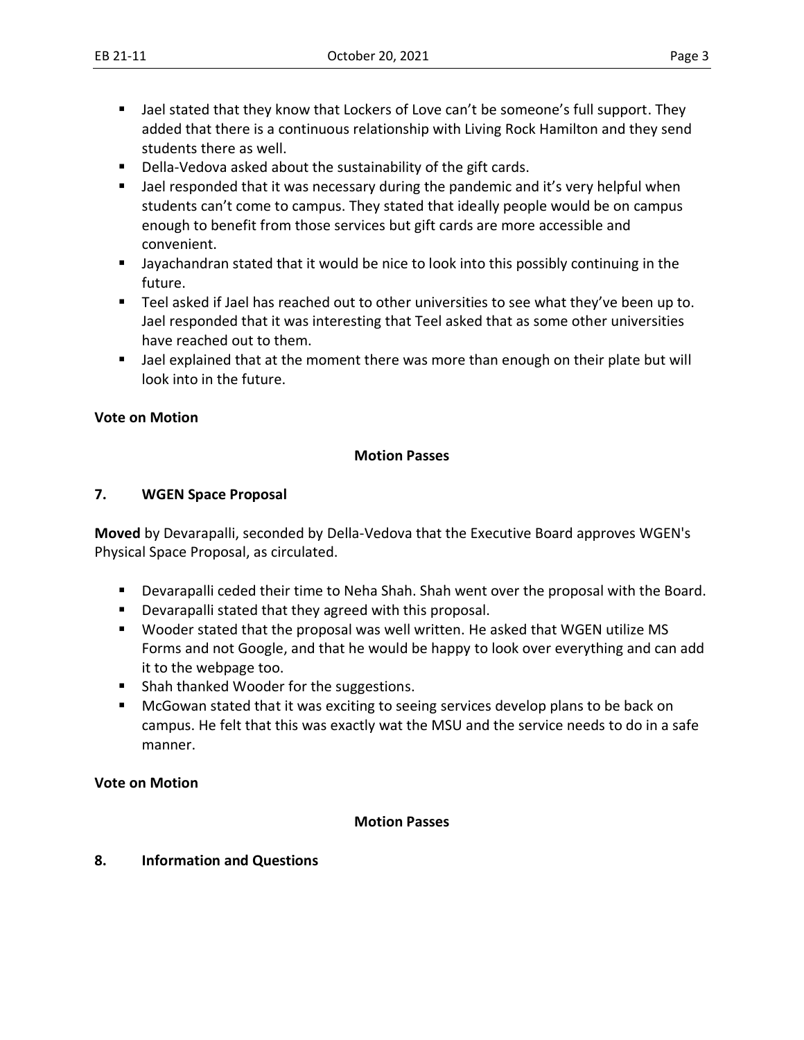- Jael stated that they know that Lockers of Love can't be someone's full support. They added that there is a continuous relationship with Living Rock Hamilton and they send students there as well.
- Della-Vedova asked about the sustainability of the gift cards.
- Jael responded that it was necessary during the pandemic and it's very helpful when students can't come to campus. They stated that ideally people would be on campus enough to benefit from those services but gift cards are more accessible and convenient.
- Jayachandran stated that it would be nice to look into this possibly continuing in the future.
- Teel asked if Jael has reached out to other universities to see what they've been up to. Jael responded that it was interesting that Teel asked that as some other universities have reached out to them.
- Jael explained that at the moment there was more than enough on their plate but will look into in the future.

**Vote on Motion**

**Motion Passes**

## 7. WGEN Space Proposal

**Moved** by Devarapalli, seconded by Della-Vedova that the Executive Board approves WGEN's Physical Space Proposal, as circulated.

- Devarapalli ceded their time to Neha Shah. Shah went over the proposal with the Board.
- Devarapalli stated that they agreed with this proposal.
- Wooder stated that the proposal was well written. He asked that WGEN utilize MS Forms and not Google, and that he would be happy to look over everything and can add it to the webpage too.
- Shah thanked Wooder for the suggestions.
- McGowan stated that it was exciting to seeing services develop plans to be back on campus. He felt that this was exactly wat the MSU and the service needs to do in a safe manner.

**Vote on Motion**

**Motion Passes**

## 8. Information and Questions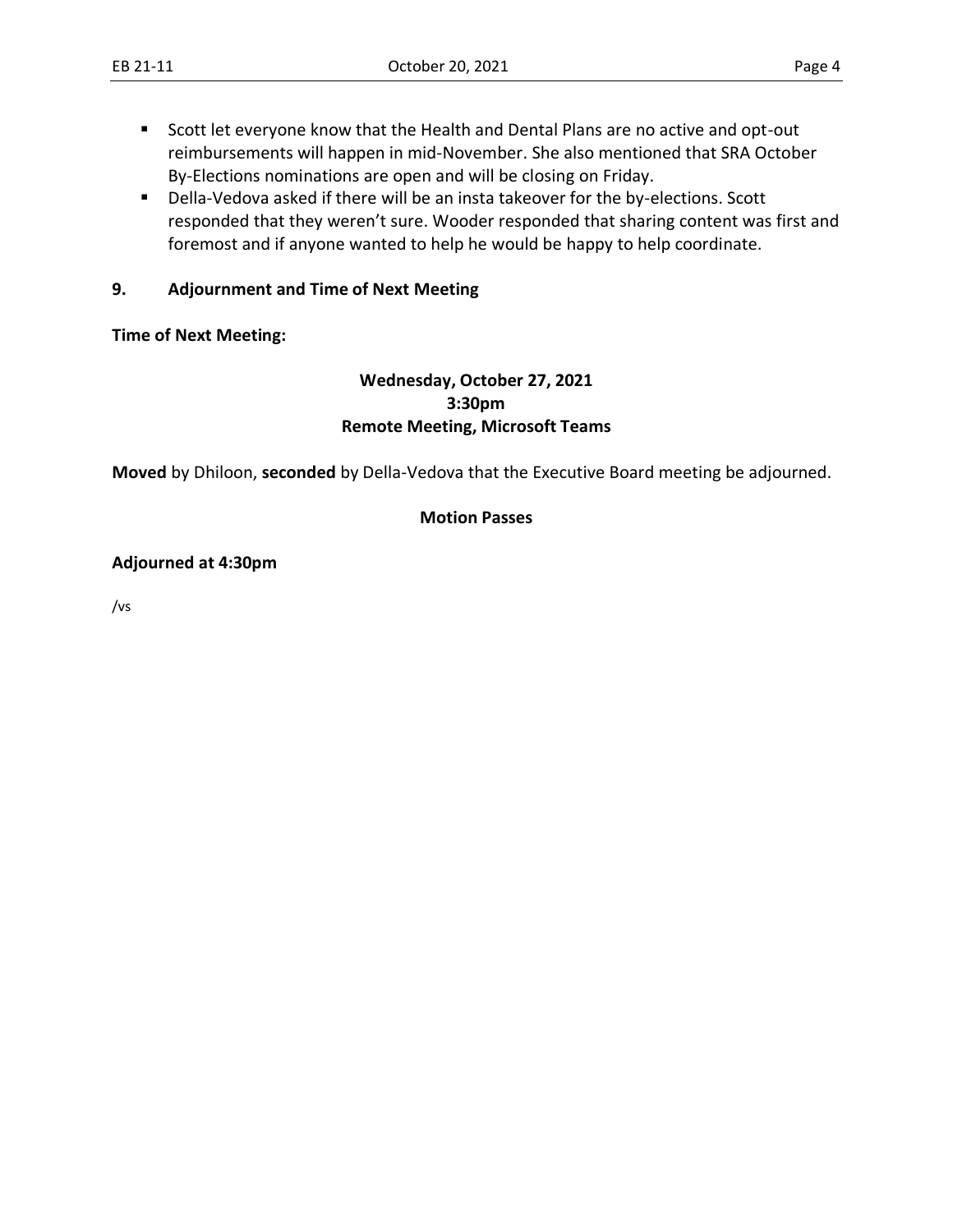- Scott let everyone know that the Health and Dental Plans are no active and opt-out reimbursements will happen in mid-November. She also mentioned that SRA October By-Elections nominations are open and will be closing on Friday.
- Della-Vedova asked if there will be an insta takeover for the by-elections. Scott responded that they weren't sure. Wooder responded that sharing content was first and foremost and if anyone wanted to help he would be happy to help coordinate.

## 9. Adjournment and Time of Next Meeting

**Time of Next Meeting:**

**Wednesday, October 27, 2021**
**3:30pm**
**Remote Meeting, Microsoft Teams**

**Moved** by Dhiloon, **seconded** by Della-Vedova that the Executive Board meeting be adjourned.

**Motion Passes**

**Adjourned at 4:30pm**

/vs